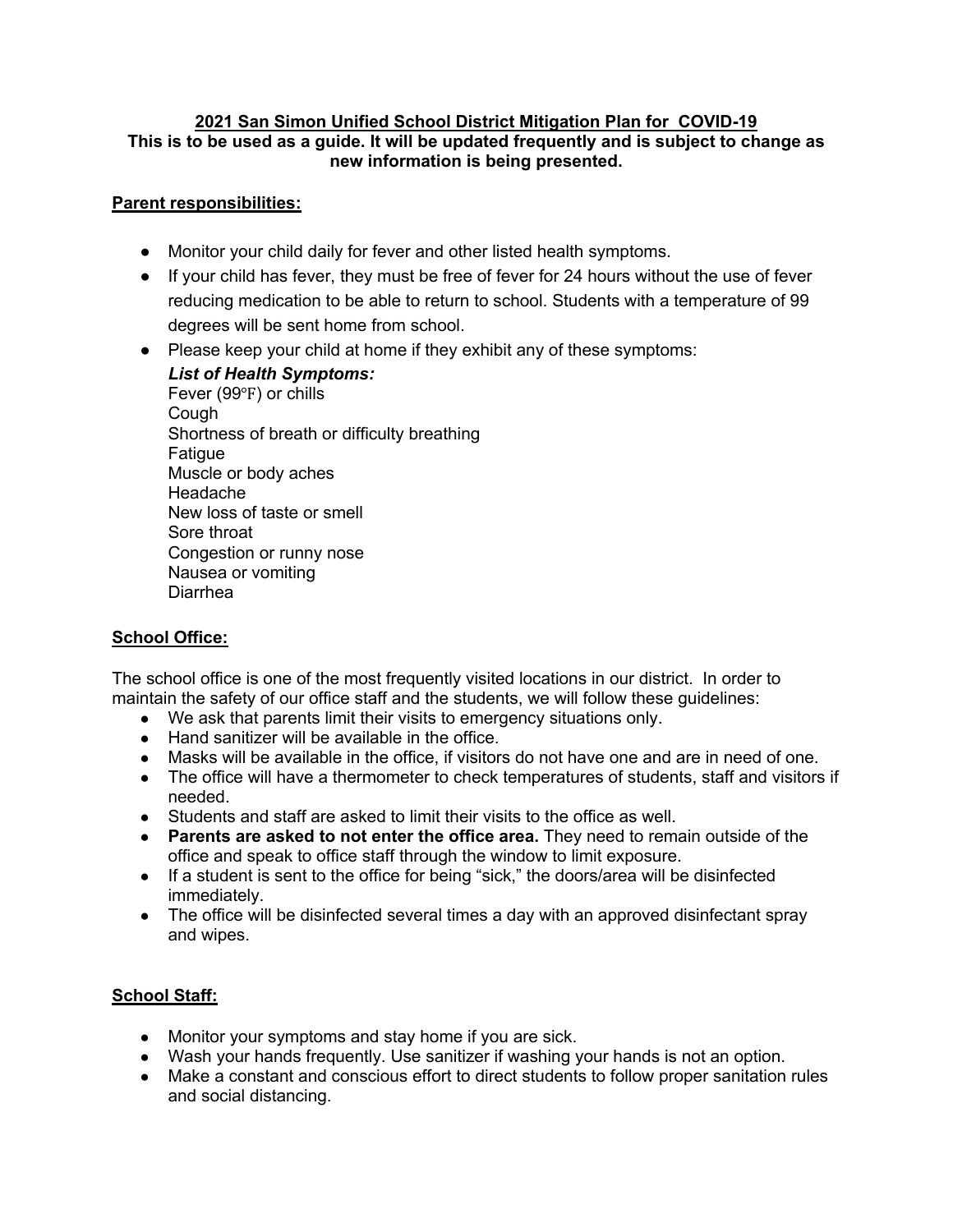# 2021 San Simon Unified School District Mitigation Plan for COVID-19

**This is to be used as a guide. It will be updated frequently and is subject to change as new information is being presented.**

## Parent responsibilities:

- Monitor your child daily for fever and other listed health symptoms.
- If your child has fever, they must be free of fever for 24 hours without the use of fever reducing medication to be able to return to school. Students with a temperature of 99 degrees will be sent home from school.
- Please keep your child at home if they exhibit any of these symptoms:

  ***List of Health Symptoms:***
  Fever (99℉) or chills
  Cough
  Shortness of breath or difficulty breathing
  Fatigue
  Muscle or body aches
  Headache
  New loss of taste or smell
  Sore throat
  Congestion or runny nose
  Nausea or vomiting
  Diarrhea

## School Office:

The school office is one of the most frequently visited locations in our district. In order to maintain the safety of our office staff and the students, we will follow these guidelines:

- We ask that parents limit their visits to emergency situations only.
- Hand sanitizer will be available in the office.
- Masks will be available in the office, if visitors do not have one and are in need of one.
- The office will have a thermometer to check temperatures of students, staff and visitors if needed.
- Students and staff are asked to limit their visits to the office as well.
- **Parents are asked to not enter the office area.** They need to remain outside of the office and speak to office staff through the window to limit exposure.
- If a student is sent to the office for being "sick," the doors/area will be disinfected immediately.
- The office will be disinfected several times a day with an approved disinfectant spray and wipes.

## School Staff:

- Monitor your symptoms and stay home if you are sick.
- Wash your hands frequently. Use sanitizer if washing your hands is not an option.
- Make a constant and conscious effort to direct students to follow proper sanitation rules and social distancing.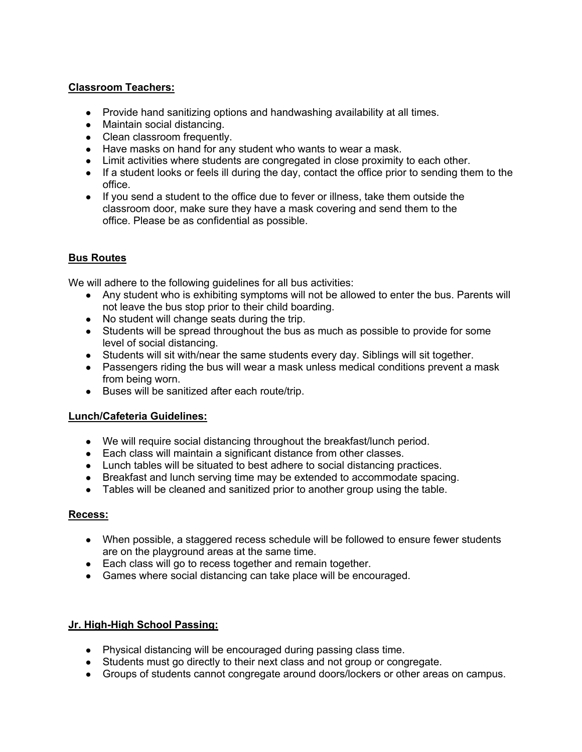**Classroom Teachers:**

- Provide hand sanitizing options and handwashing availability at all times.
- Maintain social distancing.
- Clean classroom frequently.
- Have masks on hand for any student who wants to wear a mask.
- Limit activities where students are congregated in close proximity to each other.
- If a student looks or feels ill during the day, contact the office prior to sending them to the office.
- If you send a student to the office due to fever or illness, take them outside the classroom door, make sure they have a mask covering and send them to the office. Please be as confidential as possible.

**Bus Routes**

We will adhere to the following guidelines for all bus activities:

- Any student who is exhibiting symptoms will not be allowed to enter the bus. Parents will not leave the bus stop prior to their child boarding.
- No student will change seats during the trip.
- Students will be spread throughout the bus as much as possible to provide for some level of social distancing.
- Students will sit with/near the same students every day. Siblings will sit together.
- Passengers riding the bus will wear a mask unless medical conditions prevent a mask from being worn.
- Buses will be sanitized after each route/trip.

**Lunch/Cafeteria Guidelines:**

- We will require social distancing throughout the breakfast/lunch period.
- Each class will maintain a significant distance from other classes.
- Lunch tables will be situated to best adhere to social distancing practices.
- Breakfast and lunch serving time may be extended to accommodate spacing.
- Tables will be cleaned and sanitized prior to another group using the table.

**Recess:**

- When possible, a staggered recess schedule will be followed to ensure fewer students are on the playground areas at the same time.
- Each class will go to recess together and remain together.
- Games where social distancing can take place will be encouraged.

**Jr. High-High School Passing:**

- Physical distancing will be encouraged during passing class time.
- Students must go directly to their next class and not group or congregate.
- Groups of students cannot congregate around doors/lockers or other areas on campus.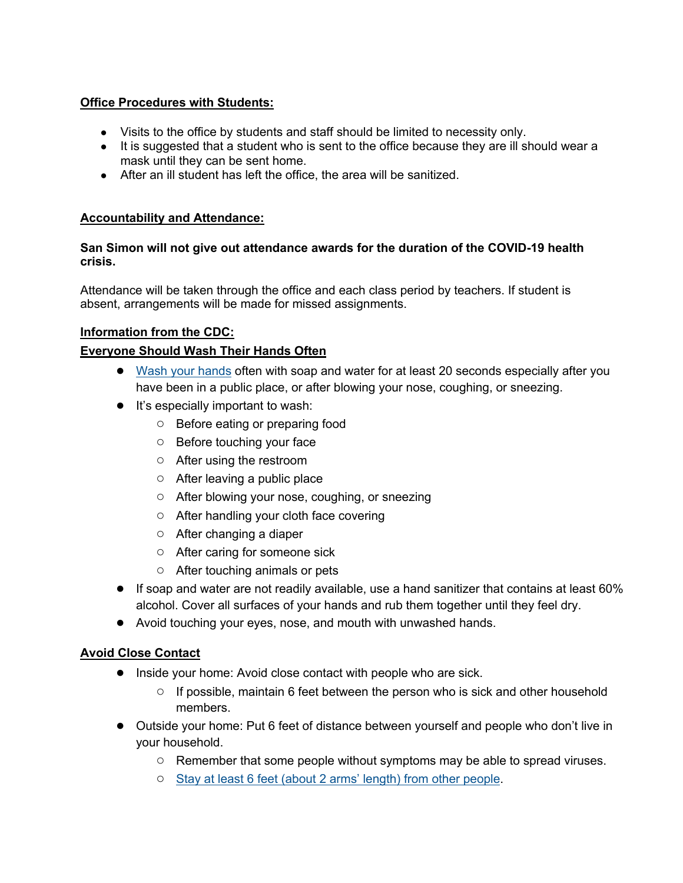**Office Procedures with Students:**

- Visits to the office by students and staff should be limited to necessity only.
- It is suggested that a student who is sent to the office because they are ill should wear a mask until they can be sent home.
- After an ill student has left the office, the area will be sanitized.

**Accountability and Attendance:**

**San Simon will not give out attendance awards for the duration of the COVID-19 health crisis.**

Attendance will be taken through the office and each class period by teachers. If student is absent, arrangements will be made for missed assignments.

**Information from the CDC:**

**Everyone Should Wash Their Hands Often**

- Wash your hands often with soap and water for at least 20 seconds especially after you have been in a public place, or after blowing your nose, coughing, or sneezing.
- It's especially important to wash:
  - Before eating or preparing food
  - Before touching your face
  - After using the restroom
  - After leaving a public place
  - After blowing your nose, coughing, or sneezing
  - After handling your cloth face covering
  - After changing a diaper
  - After caring for someone sick
  - After touching animals or pets
- If soap and water are not readily available, use a hand sanitizer that contains at least 60% alcohol. Cover all surfaces of your hands and rub them together until they feel dry.
- Avoid touching your eyes, nose, and mouth with unwashed hands.

**Avoid Close Contact**

- Inside your home: Avoid close contact with people who are sick.
  - If possible, maintain 6 feet between the person who is sick and other household members.
- Outside your home: Put 6 feet of distance between yourself and people who don't live in your household.
  - Remember that some people without symptoms may be able to spread viruses.
  - Stay at least 6 feet (about 2 arms' length) from other people.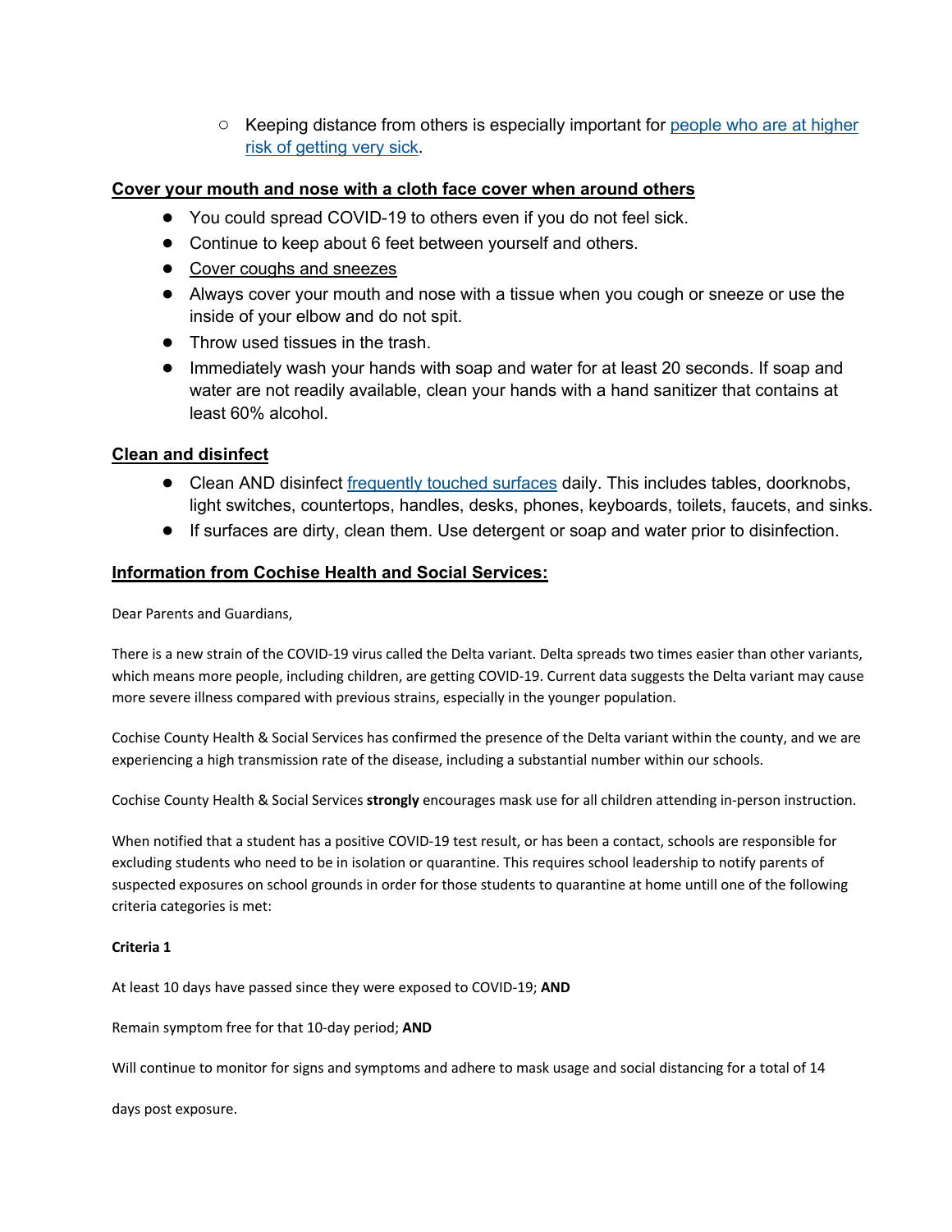- Keeping distance from others is especially important for people who are at higher risk of getting very sick.

**Cover your mouth and nose with a cloth face cover when around others**

- You could spread COVID-19 to others even if you do not feel sick.
- Continue to keep about 6 feet between yourself and others.
- Cover coughs and sneezes
- Always cover your mouth and nose with a tissue when you cough or sneeze or use the inside of your elbow and do not spit.
- Throw used tissues in the trash.
- Immediately wash your hands with soap and water for at least 20 seconds. If soap and water are not readily available, clean your hands with a hand sanitizer that contains at least 60% alcohol.

**Clean and disinfect**

- Clean AND disinfect frequently touched surfaces daily. This includes tables, doorknobs, light switches, countertops, handles, desks, phones, keyboards, toilets, faucets, and sinks.
- If surfaces are dirty, clean them. Use detergent or soap and water prior to disinfection.

**Information from Cochise Health and Social Services:**

Dear Parents and Guardians,

There is a new strain of the COVID-19 virus called the Delta variant. Delta spreads two times easier than other variants, which means more people, including children, are getting COVID-19. Current data suggests the Delta variant may cause more severe illness compared with previous strains, especially in the younger population.

Cochise County Health & Social Services has confirmed the presence of the Delta variant within the county, and we are experiencing a high transmission rate of the disease, including a substantial number within our schools.

Cochise County Health & Social Services **strongly** encourages mask use for all children attending in-person instruction.

When notified that a student has a positive COVID-19 test result, or has been a contact, schools are responsible for excluding students who need to be in isolation or quarantine. This requires school leadership to notify parents of suspected exposures on school grounds in order for those students to quarantine at home untill one of the following criteria categories is met:

**Criteria 1**

At least 10 days have passed since they were exposed to COVID-19; **AND**

Remain symptom free for that 10-day period; **AND**

Will continue to monitor for signs and symptoms and adhere to mask usage and social distancing for a total of 14 days post exposure.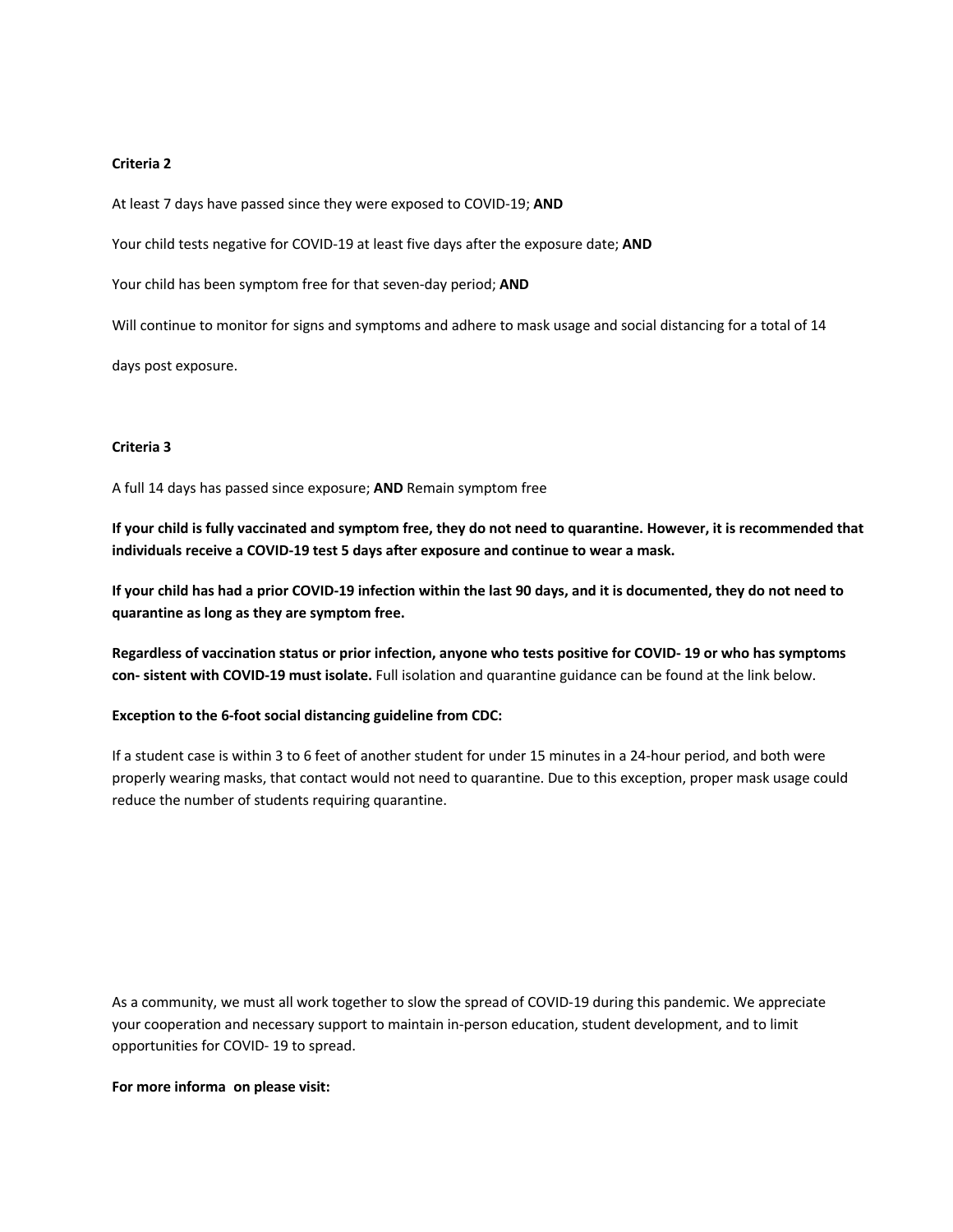**Criteria 2**

At least 7 days have passed since they were exposed to COVID-19; **AND**

Your child tests negative for COVID-19 at least five days after the exposure date; **AND**

Your child has been symptom free for that seven-day period; **AND**

Will continue to monitor for signs and symptoms and adhere to mask usage and social distancing for a total of 14 days post exposure.

**Criteria 3**

A full 14 days has passed since exposure; **AND** Remain symptom free

**If your child is fully vaccinated and symptom free, they do not need to quarantine. However, it is recommended that individuals receive a COVID-19 test 5 days after exposure and continue to wear a mask.**

**If your child has had a prior COVID-19 infection within the last 90 days, and it is documented, they do not need to quarantine as long as they are symptom free.**

**Regardless of vaccination status or prior infection, anyone who tests positive for COVID- 19 or who has symptoms con- sistent with COVID-19 must isolate.** Full isolation and quarantine guidance can be found at the link below.

**Exception to the 6-foot social distancing guideline from CDC:**

If a student case is within 3 to 6 feet of another student for under 15 minutes in a 24-hour period, and both were properly wearing masks, that contact would not need to quarantine. Due to this exception, proper mask usage could reduce the number of students requiring quarantine.

As a community, we must all work together to slow the spread of COVID-19 during this pandemic. We appreciate your cooperation and necessary support to maintain in-person education, student development, and to limit opportunities for COVID- 19 to spread.

**For more informa on please visit:**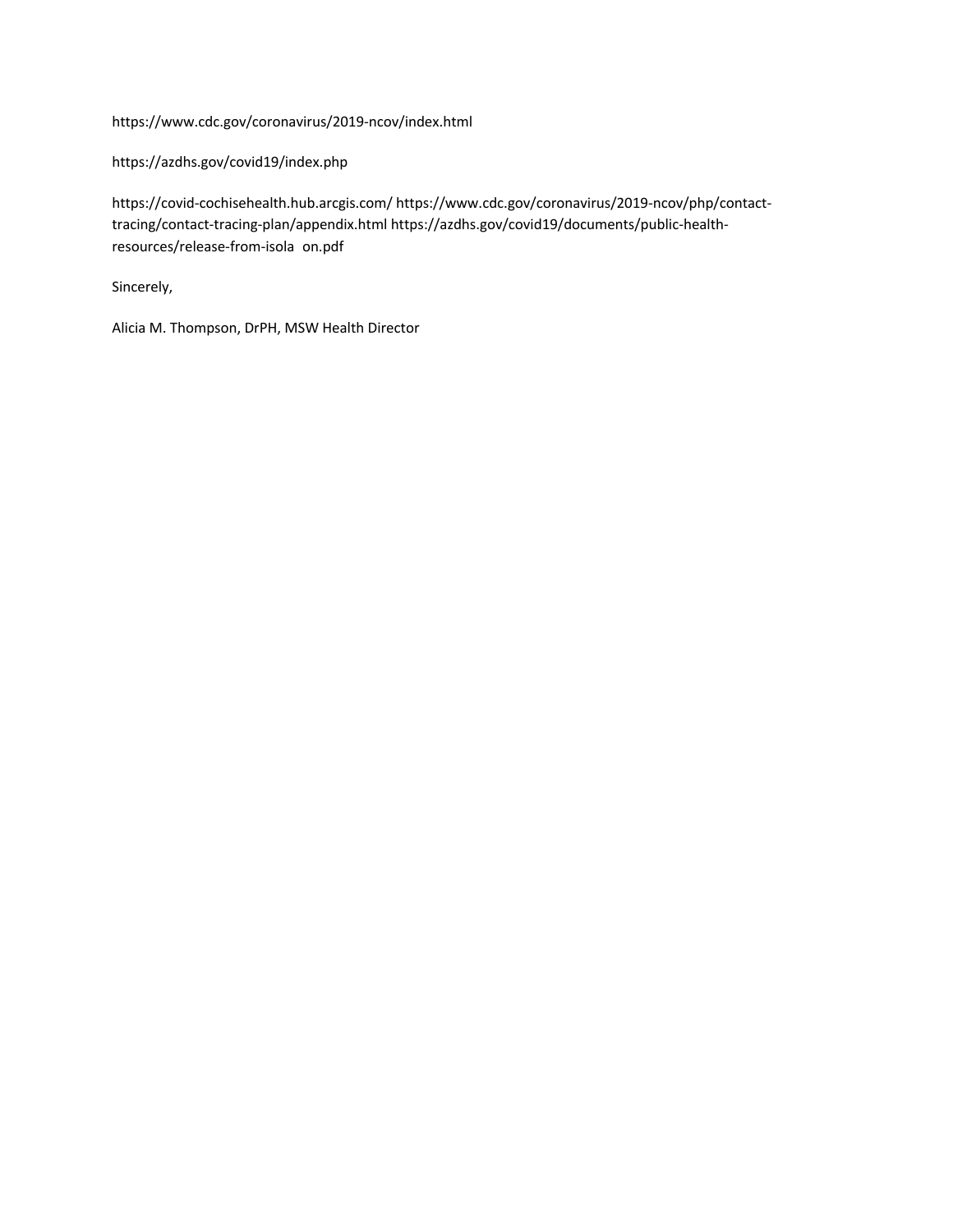https://www.cdc.gov/coronavirus/2019-ncov/index.html

https://azdhs.gov/covid19/index.php

https://covid-cochisehealth.hub.arcgis.com/ https://www.cdc.gov/coronavirus/2019-ncov/php/contact-tracing/contact-tracing-plan/appendix.html https://azdhs.gov/covid19/documents/public-health-resources/release-from-isola on.pdf

Sincerely,

Alicia M. Thompson, DrPH, MSW Health Director